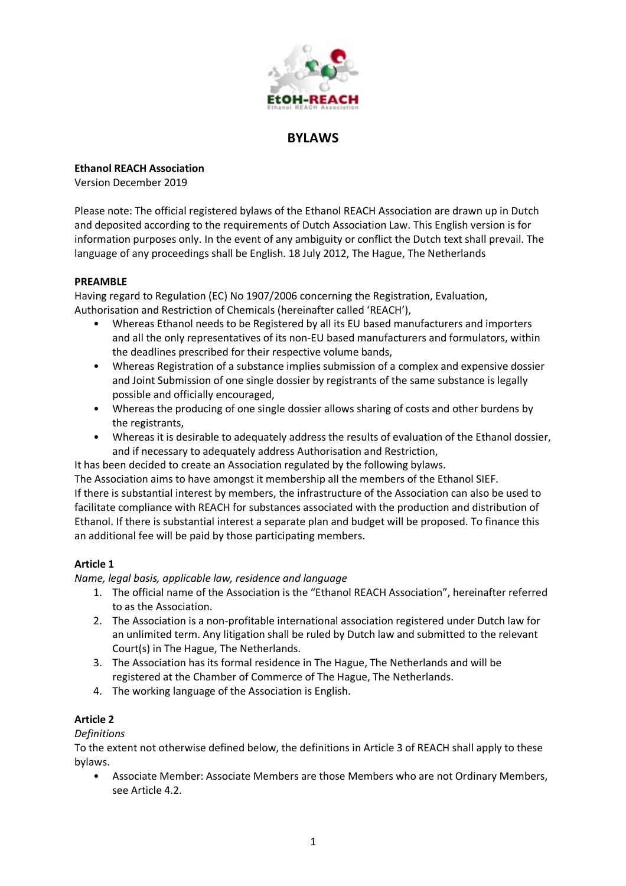# BYLAWS

**Ethanol REACH Association**
Version December 2019

Please note: The official registered bylaws of the Ethanol REACH Association are drawn up in Dutch and deposited according to the requirements of Dutch Association Law. This English version is for information purposes only. In the event of any ambiguity or conflict the Dutch text shall prevail. The language of any proceedings shall be English. 18 July 2012, The Hague, The Netherlands

**PREAMBLE**

Having regard to Regulation (EC) No 1907/2006 concerning the Registration, Evaluation, Authorisation and Restriction of Chemicals (hereinafter called 'REACH'),

- Whereas Ethanol needs to be Registered by all its EU based manufacturers and importers and all the only representatives of its non-EU based manufacturers and formulators, within the deadlines prescribed for their respective volume bands,
- Whereas Registration of a substance implies submission of a complex and expensive dossier and Joint Submission of one single dossier by registrants of the same substance is legally possible and officially encouraged,
- Whereas the producing of one single dossier allows sharing of costs and other burdens by the registrants,
- Whereas it is desirable to adequately address the results of evaluation of the Ethanol dossier, and if necessary to adequately address Authorisation and Restriction,

It has been decided to create an Association regulated by the following bylaws.
The Association aims to have amongst it membership all the members of the Ethanol SIEF.
If there is substantial interest by members, the infrastructure of the Association can also be used to facilitate compliance with REACH for substances associated with the production and distribution of Ethanol. If there is substantial interest a separate plan and budget will be proposed. To finance this an additional fee will be paid by those participating members.

**Article 1**

*Name, legal basis, applicable law, residence and language*

1. The official name of the Association is the "Ethanol REACH Association", hereinafter referred to as the Association.
2. The Association is a non-profitable international association registered under Dutch law for an unlimited term. Any litigation shall be ruled by Dutch law and submitted to the relevant Court(s) in The Hague, The Netherlands.
3. The Association has its formal residence in The Hague, The Netherlands and will be registered at the Chamber of Commerce of The Hague, The Netherlands.
4. The working language of the Association is English.

**Article 2**

*Definitions*

To the extent not otherwise defined below, the definitions in Article 3 of REACH shall apply to these bylaws.

- Associate Member: Associate Members are those Members who are not Ordinary Members, see Article 4.2.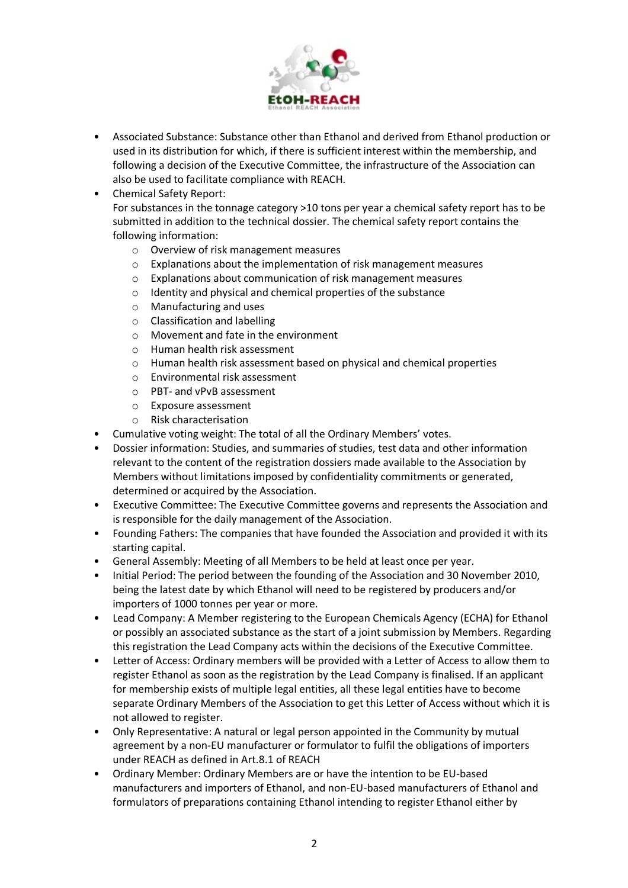- Associated Substance: Substance other than Ethanol and derived from Ethanol production or used in its distribution for which, if there is sufficient interest within the membership, and following a decision of the Executive Committee, the infrastructure of the Association can also be used to facilitate compliance with REACH.
- Chemical Safety Report:
  For substances in the tonnage category >10 tons per year a chemical safety report has to be submitted in addition to the technical dossier. The chemical safety report contains the following information:
  - Overview of risk management measures
  - Explanations about the implementation of risk management measures
  - Explanations about communication of risk management measures
  - Identity and physical and chemical properties of the substance
  - Manufacturing and uses
  - Classification and labelling
  - Movement and fate in the environment
  - Human health risk assessment
  - Human health risk assessment based on physical and chemical properties
  - Environmental risk assessment
  - PBT- and vPvB assessment
  - Exposure assessment
  - Risk characterisation
- Cumulative voting weight: The total of all the Ordinary Members' votes.
- Dossier information: Studies, and summaries of studies, test data and other information relevant to the content of the registration dossiers made available to the Association by Members without limitations imposed by confidentiality commitments or generated, determined or acquired by the Association.
- Executive Committee: The Executive Committee governs and represents the Association and is responsible for the daily management of the Association.
- Founding Fathers: The companies that have founded the Association and provided it with its starting capital.
- General Assembly: Meeting of all Members to be held at least once per year.
- Initial Period: The period between the founding of the Association and 30 November 2010, being the latest date by which Ethanol will need to be registered by producers and/or importers of 1000 tonnes per year or more.
- Lead Company: A Member registering to the European Chemicals Agency (ECHA) for Ethanol or possibly an associated substance as the start of a joint submission by Members. Regarding this registration the Lead Company acts within the decisions of the Executive Committee.
- Letter of Access: Ordinary members will be provided with a Letter of Access to allow them to register Ethanol as soon as the registration by the Lead Company is finalised. If an applicant for membership exists of multiple legal entities, all these legal entities have to become separate Ordinary Members of the Association to get this Letter of Access without which it is not allowed to register.
- Only Representative: A natural or legal person appointed in the Community by mutual agreement by a non-EU manufacturer or formulator to fulfil the obligations of importers under REACH as defined in Art.8.1 of REACH
- Ordinary Member: Ordinary Members are or have the intention to be EU-based manufacturers and importers of Ethanol, and non-EU-based manufacturers of Ethanol and formulators of preparations containing Ethanol intending to register Ethanol either by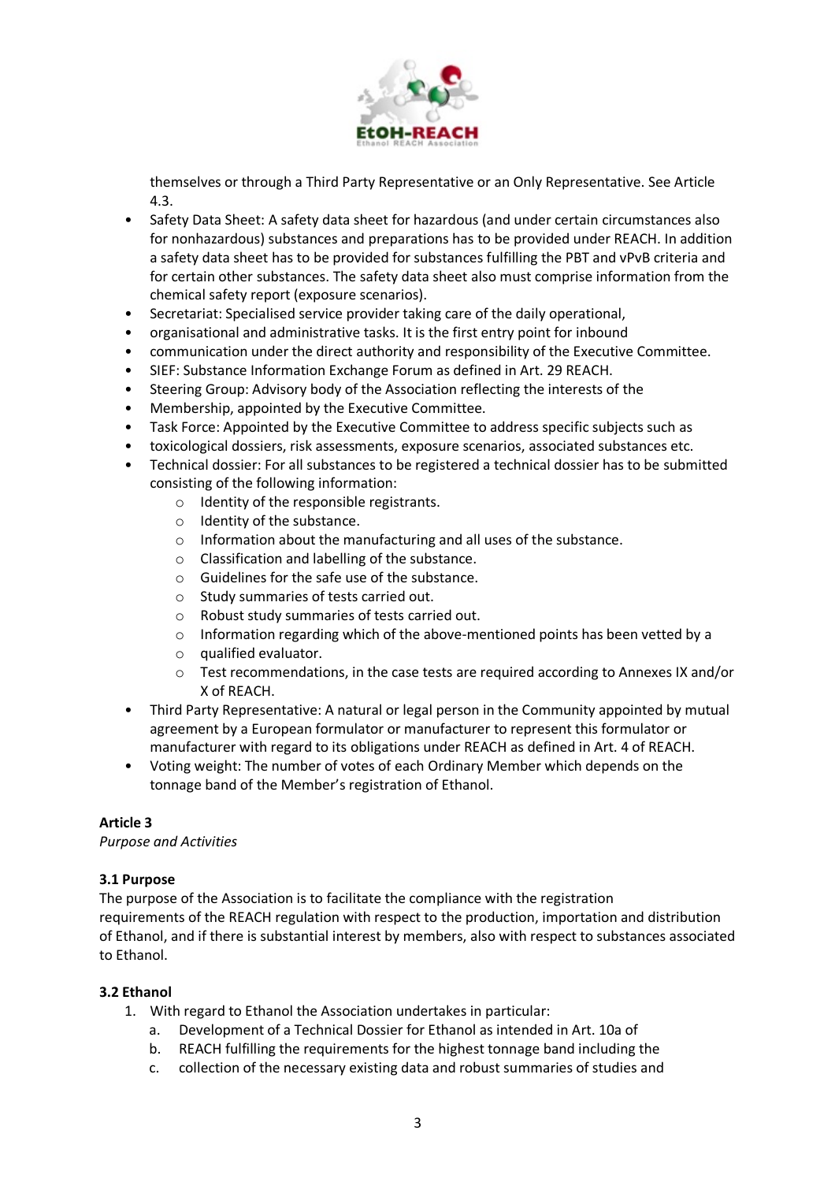themselves or through a Third Party Representative or an Only Representative. See Article 4.3.

- Safety Data Sheet: A safety data sheet for hazardous (and under certain circumstances also for nonhazardous) substances and preparations has to be provided under REACH. In addition a safety data sheet has to be provided for substances fulfilling the PBT and vPvB criteria and for certain other substances. The safety data sheet also must comprise information from the chemical safety report (exposure scenarios).
- Secretariat: Specialised service provider taking care of the daily operational,
- organisational and administrative tasks. It is the first entry point for inbound
- communication under the direct authority and responsibility of the Executive Committee.
- SIEF: Substance Information Exchange Forum as defined in Art. 29 REACH.
- Steering Group: Advisory body of the Association reflecting the interests of the
- Membership, appointed by the Executive Committee.
- Task Force: Appointed by the Executive Committee to address specific subjects such as
- toxicological dossiers, risk assessments, exposure scenarios, associated substances etc.
- Technical dossier: For all substances to be registered a technical dossier has to be submitted consisting of the following information:
  - Identity of the responsible registrants.
  - Identity of the substance.
  - Information about the manufacturing and all uses of the substance.
  - Classification and labelling of the substance.
  - Guidelines for the safe use of the substance.
  - Study summaries of tests carried out.
  - Robust study summaries of tests carried out.
  - Information regarding which of the above-mentioned points has been vetted by a
  - qualified evaluator.
  - Test recommendations, in the case tests are required according to Annexes IX and/or X of REACH.
- Third Party Representative: A natural or legal person in the Community appointed by mutual agreement by a European formulator or manufacturer to represent this formulator or manufacturer with regard to its obligations under REACH as defined in Art. 4 of REACH.
- Voting weight: The number of votes of each Ordinary Member which depends on the tonnage band of the Member's registration of Ethanol.

**Article 3**

*Purpose and Activities*

**3.1 Purpose**

The purpose of the Association is to facilitate the compliance with the registration requirements of the REACH regulation with respect to the production, importation and distribution of Ethanol, and if there is substantial interest by members, also with respect to substances associated to Ethanol.

**3.2 Ethanol**

1. With regard to Ethanol the Association undertakes in particular:
   a. Development of a Technical Dossier for Ethanol as intended in Art. 10a of
   b. REACH fulfilling the requirements for the highest tonnage band including the
   c. collection of the necessary existing data and robust summaries of studies and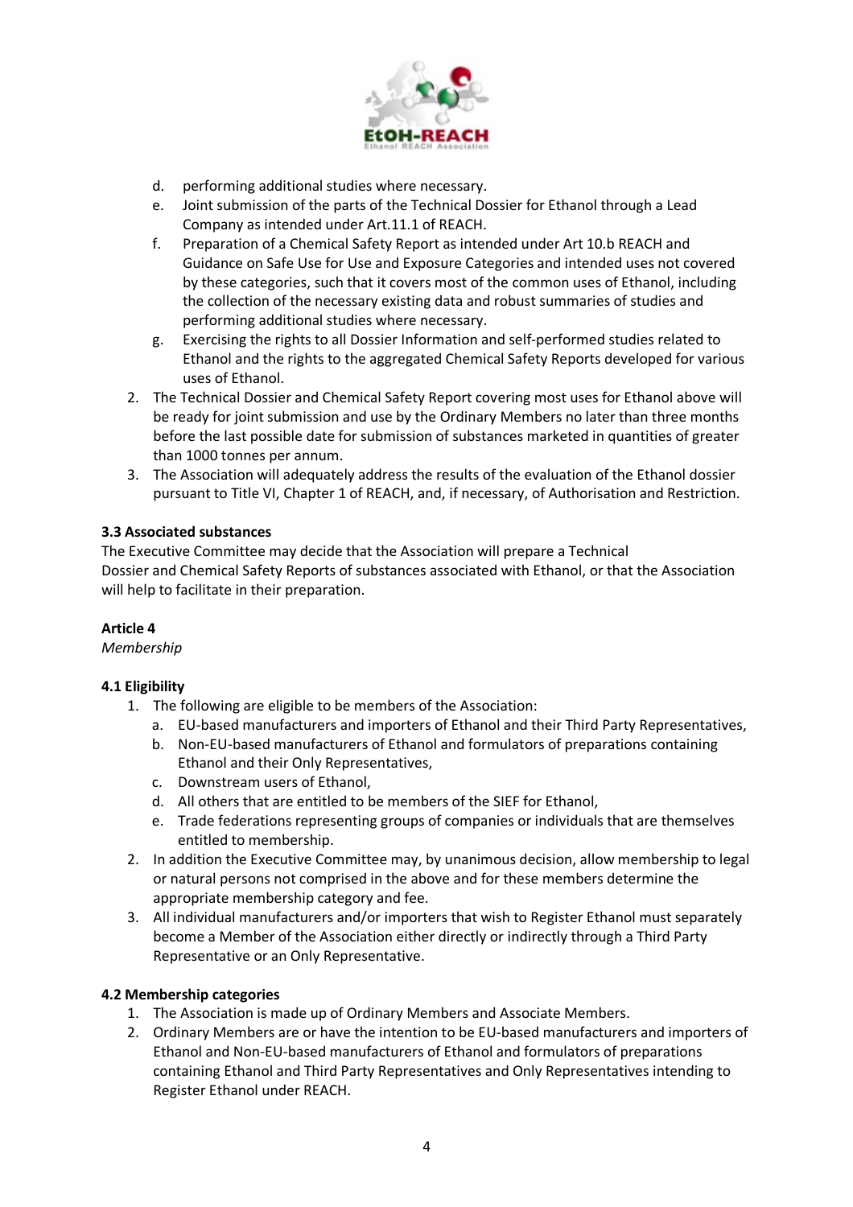d. performing additional studies where necessary.
e. Joint submission of the parts of the Technical Dossier for Ethanol through a Lead Company as intended under Art.11.1 of REACH.
f. Preparation of a Chemical Safety Report as intended under Art 10.b REACH and Guidance on Safe Use for Use and Exposure Categories and intended uses not covered by these categories, such that it covers most of the common uses of Ethanol, including the collection of the necessary existing data and robust summaries of studies and performing additional studies where necessary.
g. Exercising the rights to all Dossier Information and self-performed studies related to Ethanol and the rights to the aggregated Chemical Safety Reports developed for various uses of Ethanol.

2. The Technical Dossier and Chemical Safety Report covering most uses for Ethanol above will be ready for joint submission and use by the Ordinary Members no later than three months before the last possible date for submission of substances marketed in quantities of greater than 1000 tonnes per annum.
3. The Association will adequately address the results of the evaluation of the Ethanol dossier pursuant to Title VI, Chapter 1 of REACH, and, if necessary, of Authorisation and Restriction.

**3.3 Associated substances**

The Executive Committee may decide that the Association will prepare a Technical Dossier and Chemical Safety Reports of substances associated with Ethanol, or that the Association will help to facilitate in their preparation.

**Article 4**

*Membership*

**4.1 Eligibility**

1. The following are eligible to be members of the Association:
    a. EU-based manufacturers and importers of Ethanol and their Third Party Representatives,
    b. Non-EU-based manufacturers of Ethanol and formulators of preparations containing Ethanol and their Only Representatives,
    c. Downstream users of Ethanol,
    d. All others that are entitled to be members of the SIEF for Ethanol,
    e. Trade federations representing groups of companies or individuals that are themselves entitled to membership.
2. In addition the Executive Committee may, by unanimous decision, allow membership to legal or natural persons not comprised in the above and for these members determine the appropriate membership category and fee.
3. All individual manufacturers and/or importers that wish to Register Ethanol must separately become a Member of the Association either directly or indirectly through a Third Party Representative or an Only Representative.

**4.2 Membership categories**

1. The Association is made up of Ordinary Members and Associate Members.
2. Ordinary Members are or have the intention to be EU-based manufacturers and importers of Ethanol and Non-EU-based manufacturers of Ethanol and formulators of preparations containing Ethanol and Third Party Representatives and Only Representatives intending to Register Ethanol under REACH.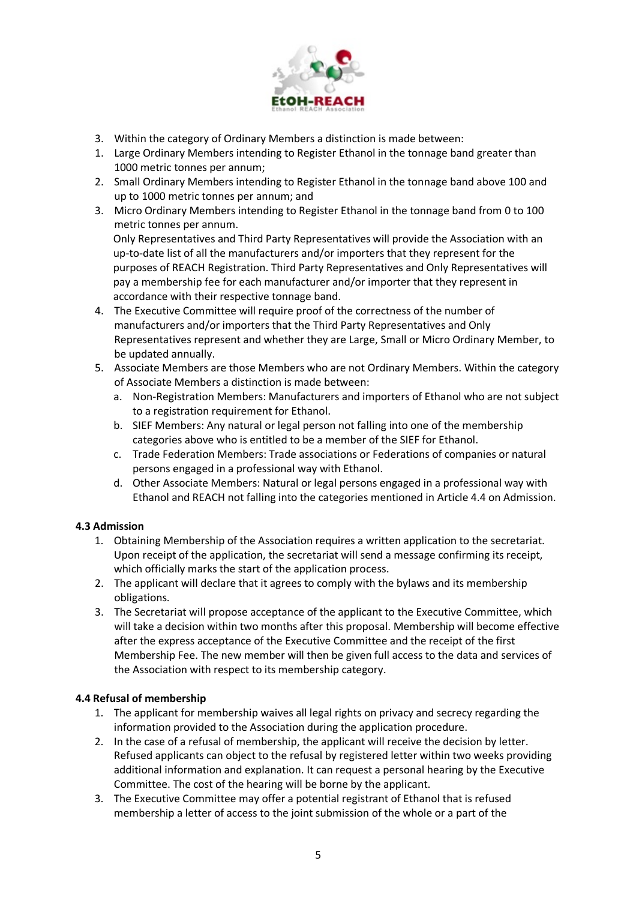3. Within the category of Ordinary Members a distinction is made between:
1. Large Ordinary Members intending to Register Ethanol in the tonnage band greater than 1000 metric tonnes per annum;
2. Small Ordinary Members intending to Register Ethanol in the tonnage band above 100 and up to 1000 metric tonnes per annum; and
3. Micro Ordinary Members intending to Register Ethanol in the tonnage band from 0 to 100 metric tonnes per annum.

   Only Representatives and Third Party Representatives will provide the Association with an up-to-date list of all the manufacturers and/or importers that they represent for the purposes of REACH Registration. Third Party Representatives and Only Representatives will pay a membership fee for each manufacturer and/or importer that they represent in accordance with their respective tonnage band.
4. The Executive Committee will require proof of the correctness of the number of manufacturers and/or importers that the Third Party Representatives and Only Representatives represent and whether they are Large, Small or Micro Ordinary Member, to be updated annually.
5. Associate Members are those Members who are not Ordinary Members. Within the category of Associate Members a distinction is made between:
   a. Non-Registration Members: Manufacturers and importers of Ethanol who are not subject to a registration requirement for Ethanol.
   b. SIEF Members: Any natural or legal person not falling into one of the membership categories above who is entitled to be a member of the SIEF for Ethanol.
   c. Trade Federation Members: Trade associations or Federations of companies or natural persons engaged in a professional way with Ethanol.
   d. Other Associate Members: Natural or legal persons engaged in a professional way with Ethanol and REACH not falling into the categories mentioned in Article 4.4 on Admission.

**4.3 Admission**

1. Obtaining Membership of the Association requires a written application to the secretariat. Upon receipt of the application, the secretariat will send a message confirming its receipt, which officially marks the start of the application process.
2. The applicant will declare that it agrees to comply with the bylaws and its membership obligations.
3. The Secretariat will propose acceptance of the applicant to the Executive Committee, which will take a decision within two months after this proposal. Membership will become effective after the express acceptance of the Executive Committee and the receipt of the first Membership Fee. The new member will then be given full access to the data and services of the Association with respect to its membership category.

**4.4 Refusal of membership**

1. The applicant for membership waives all legal rights on privacy and secrecy regarding the information provided to the Association during the application procedure.
2. In the case of a refusal of membership, the applicant will receive the decision by letter. Refused applicants can object to the refusal by registered letter within two weeks providing additional information and explanation. It can request a personal hearing by the Executive Committee. The cost of the hearing will be borne by the applicant.
3. The Executive Committee may offer a potential registrant of Ethanol that is refused membership a letter of access to the joint submission of the whole or a part of the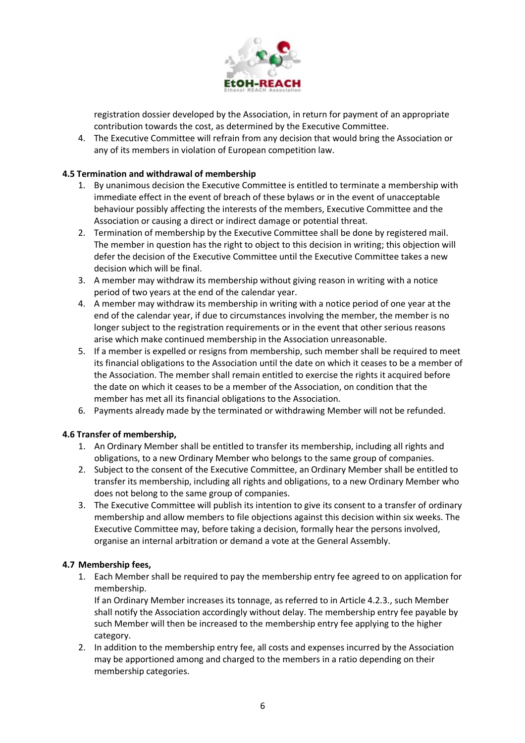registration dossier developed by the Association, in return for payment of an appropriate contribution towards the cost, as determined by the Executive Committee.

4. The Executive Committee will refrain from any decision that would bring the Association or any of its members in violation of European competition law.

### 4.5 Termination and withdrawal of membership

1. By unanimous decision the Executive Committee is entitled to terminate a membership with immediate effect in the event of breach of these bylaws or in the event of unacceptable behaviour possibly affecting the interests of the members, Executive Committee and the Association or causing a direct or indirect damage or potential threat.
2. Termination of membership by the Executive Committee shall be done by registered mail. The member in question has the right to object to this decision in writing; this objection will defer the decision of the Executive Committee until the Executive Committee takes a new decision which will be final.
3. A member may withdraw its membership without giving reason in writing with a notice period of two years at the end of the calendar year.
4. A member may withdraw its membership in writing with a notice period of one year at the end of the calendar year, if due to circumstances involving the member, the member is no longer subject to the registration requirements or in the event that other serious reasons arise which make continued membership in the Association unreasonable.
5. If a member is expelled or resigns from membership, such member shall be required to meet its financial obligations to the Association until the date on which it ceases to be a member of the Association. The member shall remain entitled to exercise the rights it acquired before the date on which it ceases to be a member of the Association, on condition that the member has met all its financial obligations to the Association.
6. Payments already made by the terminated or withdrawing Member will not be refunded.

### 4.6 Transfer of membership,

1. An Ordinary Member shall be entitled to transfer its membership, including all rights and obligations, to a new Ordinary Member who belongs to the same group of companies.
2. Subject to the consent of the Executive Committee, an Ordinary Member shall be entitled to transfer its membership, including all rights and obligations, to a new Ordinary Member who does not belong to the same group of companies.
3. The Executive Committee will publish its intention to give its consent to a transfer of ordinary membership and allow members to file objections against this decision within six weeks. The Executive Committee may, before taking a decision, formally hear the persons involved, organise an internal arbitration or demand a vote at the General Assembly.

### 4.7 Membership fees,

1. Each Member shall be required to pay the membership entry fee agreed to on application for membership.
   If an Ordinary Member increases its tonnage, as referred to in Article 4.2.3., such Member shall notify the Association accordingly without delay. The membership entry fee payable by such Member will then be increased to the membership entry fee applying to the higher category.
2. In addition to the membership entry fee, all costs and expenses incurred by the Association may be apportioned among and charged to the members in a ratio depending on their membership categories.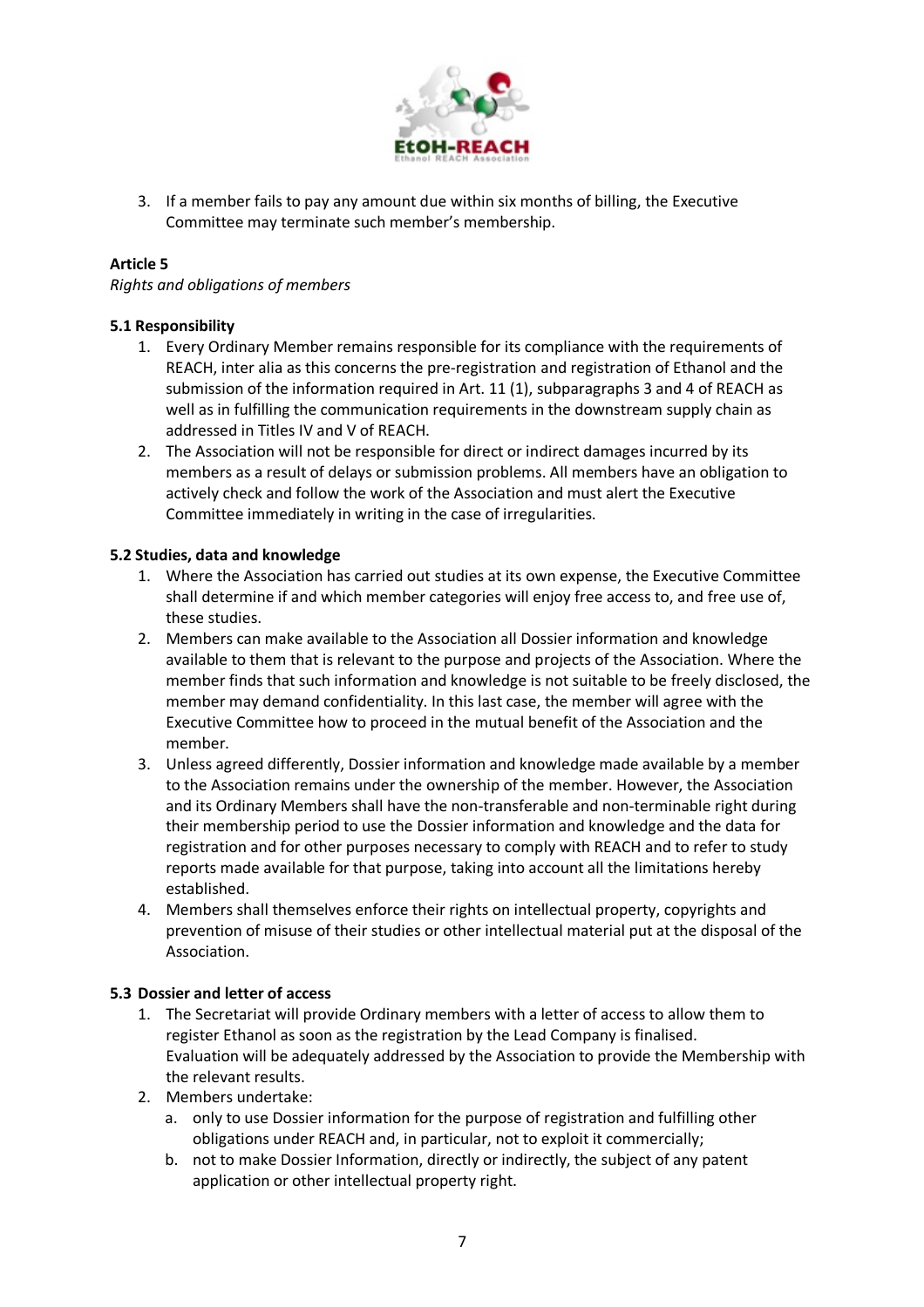3. If a member fails to pay any amount due within six months of billing, the Executive Committee may terminate such member's membership.

**Article 5**

*Rights and obligations of members*

**5.1 Responsibility**

1. Every Ordinary Member remains responsible for its compliance with the requirements of REACH, inter alia as this concerns the pre-registration and registration of Ethanol and the submission of the information required in Art. 11 (1), subparagraphs 3 and 4 of REACH as well as in fulfilling the communication requirements in the downstream supply chain as addressed in Titles IV and V of REACH.
2. The Association will not be responsible for direct or indirect damages incurred by its members as a result of delays or submission problems. All members have an obligation to actively check and follow the work of the Association and must alert the Executive Committee immediately in writing in the case of irregularities.

**5.2 Studies, data and knowledge**

1. Where the Association has carried out studies at its own expense, the Executive Committee shall determine if and which member categories will enjoy free access to, and free use of, these studies.
2. Members can make available to the Association all Dossier information and knowledge available to them that is relevant to the purpose and projects of the Association. Where the member finds that such information and knowledge is not suitable to be freely disclosed, the member may demand confidentiality. In this last case, the member will agree with the Executive Committee how to proceed in the mutual benefit of the Association and the member.
3. Unless agreed differently, Dossier information and knowledge made available by a member to the Association remains under the ownership of the member. However, the Association and its Ordinary Members shall have the non-transferable and non-terminable right during their membership period to use the Dossier information and knowledge and the data for registration and for other purposes necessary to comply with REACH and to refer to study reports made available for that purpose, taking into account all the limitations hereby established.
4. Members shall themselves enforce their rights on intellectual property, copyrights and prevention of misuse of their studies or other intellectual material put at the disposal of the Association.

**5.3 Dossier and letter of access**

1. The Secretariat will provide Ordinary members with a letter of access to allow them to register Ethanol as soon as the registration by the Lead Company is finalised. Evaluation will be adequately addressed by the Association to provide the Membership with the relevant results.
2. Members undertake:
   a. only to use Dossier information for the purpose of registration and fulfilling other obligations under REACH and, in particular, not to exploit it commercially;
   b. not to make Dossier Information, directly or indirectly, the subject of any patent application or other intellectual property right.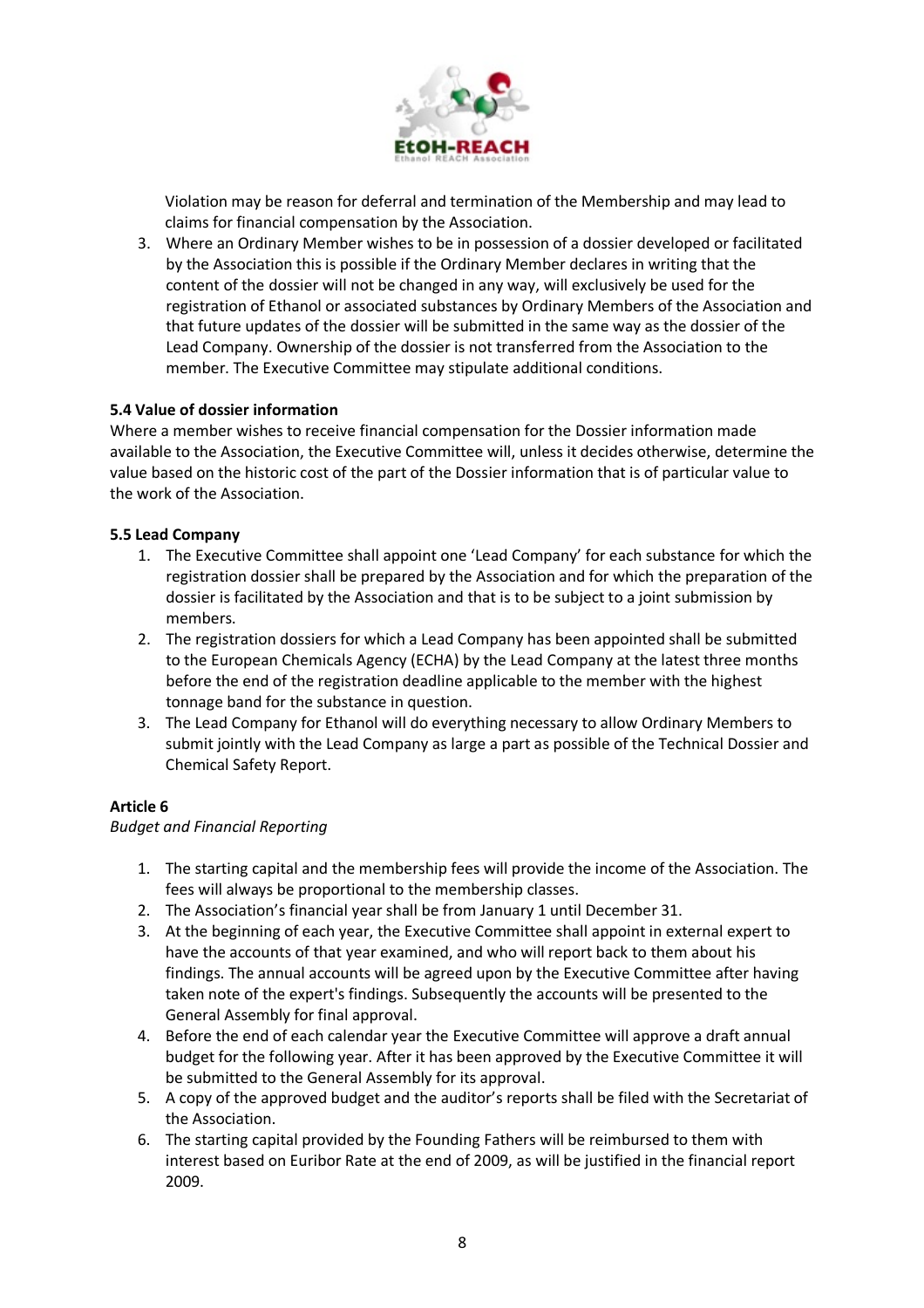Violation may be reason for deferral and termination of the Membership and may lead to claims for financial compensation by the Association.

3. Where an Ordinary Member wishes to be in possession of a dossier developed or facilitated by the Association this is possible if the Ordinary Member declares in writing that the content of the dossier will not be changed in any way, will exclusively be used for the registration of Ethanol or associated substances by Ordinary Members of the Association and that future updates of the dossier will be submitted in the same way as the dossier of the Lead Company. Ownership of the dossier is not transferred from the Association to the member. The Executive Committee may stipulate additional conditions.

**5.4 Value of dossier information**

Where a member wishes to receive financial compensation for the Dossier information made available to the Association, the Executive Committee will, unless it decides otherwise, determine the value based on the historic cost of the part of the Dossier information that is of particular value to the work of the Association.

**5.5 Lead Company**

1. The Executive Committee shall appoint one 'Lead Company' for each substance for which the registration dossier shall be prepared by the Association and for which the preparation of the dossier is facilitated by the Association and that is to be subject to a joint submission by members.
2. The registration dossiers for which a Lead Company has been appointed shall be submitted to the European Chemicals Agency (ECHA) by the Lead Company at the latest three months before the end of the registration deadline applicable to the member with the highest tonnage band for the substance in question.
3. The Lead Company for Ethanol will do everything necessary to allow Ordinary Members to submit jointly with the Lead Company as large a part as possible of the Technical Dossier and Chemical Safety Report.

**Article 6**

*Budget and Financial Reporting*

1. The starting capital and the membership fees will provide the income of the Association. The fees will always be proportional to the membership classes.
2. The Association's financial year shall be from January 1 until December 31.
3. At the beginning of each year, the Executive Committee shall appoint in external expert to have the accounts of that year examined, and who will report back to them about his findings. The annual accounts will be agreed upon by the Executive Committee after having taken note of the expert's findings. Subsequently the accounts will be presented to the General Assembly for final approval.
4. Before the end of each calendar year the Executive Committee will approve a draft annual budget for the following year. After it has been approved by the Executive Committee it will be submitted to the General Assembly for its approval.
5. A copy of the approved budget and the auditor's reports shall be filed with the Secretariat of the Association.
6. The starting capital provided by the Founding Fathers will be reimbursed to them with interest based on Euribor Rate at the end of 2009, as will be justified in the financial report 2009.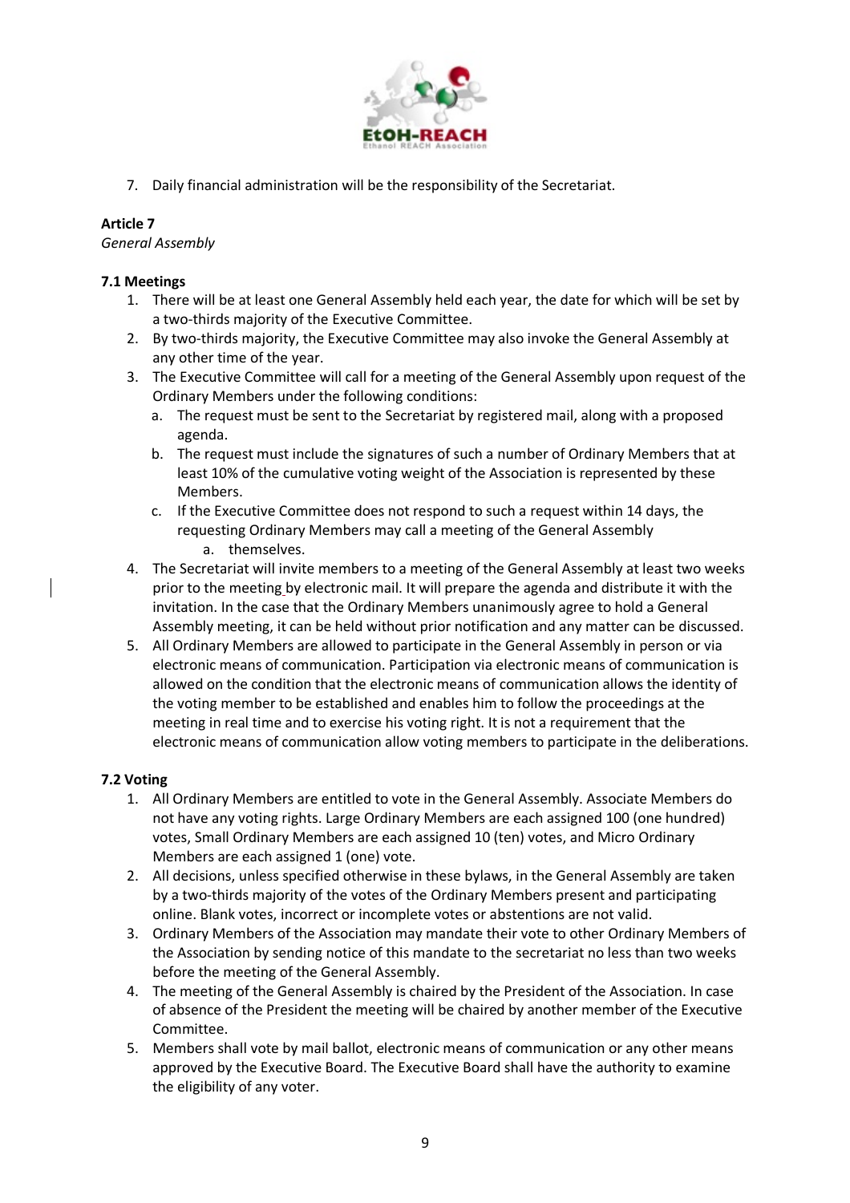7. Daily financial administration will be the responsibility of the Secretariat.

**Article 7**

*General Assembly*

**7.1 Meetings**

1. There will be at least one General Assembly held each year, the date for which will be set by a two-thirds majority of the Executive Committee.
2. By two-thirds majority, the Executive Committee may also invoke the General Assembly at any other time of the year.
3. The Executive Committee will call for a meeting of the General Assembly upon request of the Ordinary Members under the following conditions:
   a. The request must be sent to the Secretariat by registered mail, along with a proposed agenda.
   b. The request must include the signatures of such a number of Ordinary Members that at least 10% of the cumulative voting weight of the Association is represented by these Members.
   c. If the Executive Committee does not respond to such a request within 14 days, the requesting Ordinary Members may call a meeting of the General Assembly
      a. themselves.
4. The Secretariat will invite members to a meeting of the General Assembly at least two weeks prior to the meeting by electronic mail. It will prepare the agenda and distribute it with the invitation. In the case that the Ordinary Members unanimously agree to hold a General Assembly meeting, it can be held without prior notification and any matter can be discussed.
5. All Ordinary Members are allowed to participate in the General Assembly in person or via electronic means of communication. Participation via electronic means of communication is allowed on the condition that the electronic means of communication allows the identity of the voting member to be established and enables him to follow the proceedings at the meeting in real time and to exercise his voting right. It is not a requirement that the electronic means of communication allow voting members to participate in the deliberations.

**7.2 Voting**

1. All Ordinary Members are entitled to vote in the General Assembly. Associate Members do not have any voting rights. Large Ordinary Members are each assigned 100 (one hundred) votes, Small Ordinary Members are each assigned 10 (ten) votes, and Micro Ordinary Members are each assigned 1 (one) vote.
2. All decisions, unless specified otherwise in these bylaws, in the General Assembly are taken by a two-thirds majority of the votes of the Ordinary Members present and participating online. Blank votes, incorrect or incomplete votes or abstentions are not valid.
3. Ordinary Members of the Association may mandate their vote to other Ordinary Members of the Association by sending notice of this mandate to the secretariat no less than two weeks before the meeting of the General Assembly.
4. The meeting of the General Assembly is chaired by the President of the Association. In case of absence of the President the meeting will be chaired by another member of the Executive Committee.
5. Members shall vote by mail ballot, electronic means of communication or any other means approved by the Executive Board. The Executive Board shall have the authority to examine the eligibility of any voter.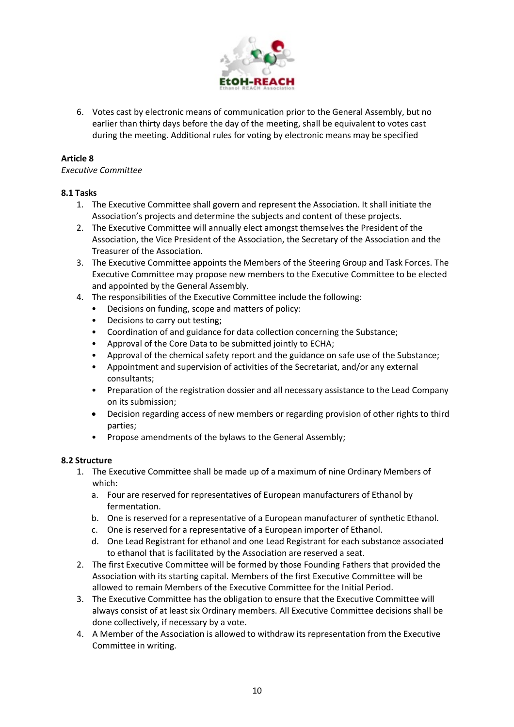6. Votes cast by electronic means of communication prior to the General Assembly, but no earlier than thirty days before the day of the meeting, shall be equivalent to votes cast during the meeting. Additional rules for voting by electronic means may be specified

**Article 8**

*Executive Committee*

**8.1 Tasks**

1. The Executive Committee shall govern and represent the Association. It shall initiate the Association's projects and determine the subjects and content of these projects.
2. The Executive Committee will annually elect amongst themselves the President of the Association, the Vice President of the Association, the Secretary of the Association and the Treasurer of the Association.
3. The Executive Committee appoints the Members of the Steering Group and Task Forces. The Executive Committee may propose new members to the Executive Committee to be elected and appointed by the General Assembly.
4. The responsibilities of the Executive Committee include the following:
   - Decisions on funding, scope and matters of policy:
   - Decisions to carry out testing;
   - Coordination of and guidance for data collection concerning the Substance;
   - Approval of the Core Data to be submitted jointly to ECHA;
   - Approval of the chemical safety report and the guidance on safe use of the Substance;
   - Appointment and supervision of activities of the Secretariat, and/or any external consultants;
   - Preparation of the registration dossier and all necessary assistance to the Lead Company on its submission;
   - Decision regarding access of new members or regarding provision of other rights to third parties;
   - Propose amendments of the bylaws to the General Assembly;

**8.2 Structure**

1. The Executive Committee shall be made up of a maximum of nine Ordinary Members of which:
   a. Four are reserved for representatives of European manufacturers of Ethanol by fermentation.
   b. One is reserved for a representative of a European manufacturer of synthetic Ethanol.
   c. One is reserved for a representative of a European importer of Ethanol.
   d. One Lead Registrant for ethanol and one Lead Registrant for each substance associated to ethanol that is facilitated by the Association are reserved a seat.
2. The first Executive Committee will be formed by those Founding Fathers that provided the Association with its starting capital. Members of the first Executive Committee will be allowed to remain Members of the Executive Committee for the Initial Period.
3. The Executive Committee has the obligation to ensure that the Executive Committee will always consist of at least six Ordinary members. All Executive Committee decisions shall be done collectively, if necessary by a vote.
4. A Member of the Association is allowed to withdraw its representation from the Executive Committee in writing.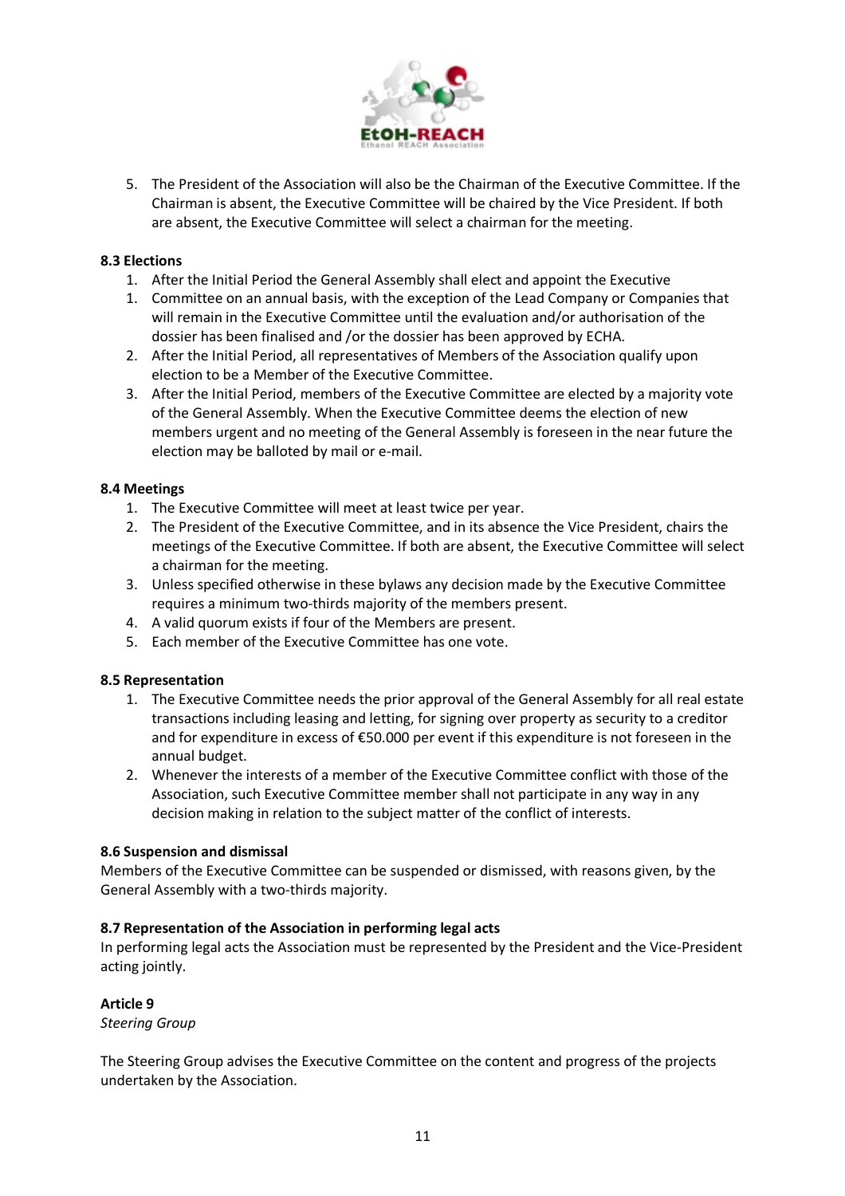5. The President of the Association will also be the Chairman of the Executive Committee. If the Chairman is absent, the Executive Committee will be chaired by the Vice President. If both are absent, the Executive Committee will select a chairman for the meeting.

**8.3 Elections**

1. After the Initial Period the General Assembly shall elect and appoint the Executive
1. Committee on an annual basis, with the exception of the Lead Company or Companies that will remain in the Executive Committee until the evaluation and/or authorisation of the dossier has been finalised and /or the dossier has been approved by ECHA.
2. After the Initial Period, all representatives of Members of the Association qualify upon election to be a Member of the Executive Committee.
3. After the Initial Period, members of the Executive Committee are elected by a majority vote of the General Assembly. When the Executive Committee deems the election of new members urgent and no meeting of the General Assembly is foreseen in the near future the election may be balloted by mail or e-mail.

**8.4 Meetings**

1. The Executive Committee will meet at least twice per year.
2. The President of the Executive Committee, and in its absence the Vice President, chairs the meetings of the Executive Committee. If both are absent, the Executive Committee will select a chairman for the meeting.
3. Unless specified otherwise in these bylaws any decision made by the Executive Committee requires a minimum two-thirds majority of the members present.
4. A valid quorum exists if four of the Members are present.
5. Each member of the Executive Committee has one vote.

**8.5 Representation**

1. The Executive Committee needs the prior approval of the General Assembly for all real estate transactions including leasing and letting, for signing over property as security to a creditor and for expenditure in excess of €50.000 per event if this expenditure is not foreseen in the annual budget.
2. Whenever the interests of a member of the Executive Committee conflict with those of the Association, such Executive Committee member shall not participate in any way in any decision making in relation to the subject matter of the conflict of interests.

**8.6 Suspension and dismissal**

Members of the Executive Committee can be suspended or dismissed, with reasons given, by the General Assembly with a two-thirds majority.

**8.7 Representation of the Association in performing legal acts**

In performing legal acts the Association must be represented by the President and the Vice-President acting jointly.

**Article 9**

*Steering Group*

The Steering Group advises the Executive Committee on the content and progress of the projects undertaken by the Association.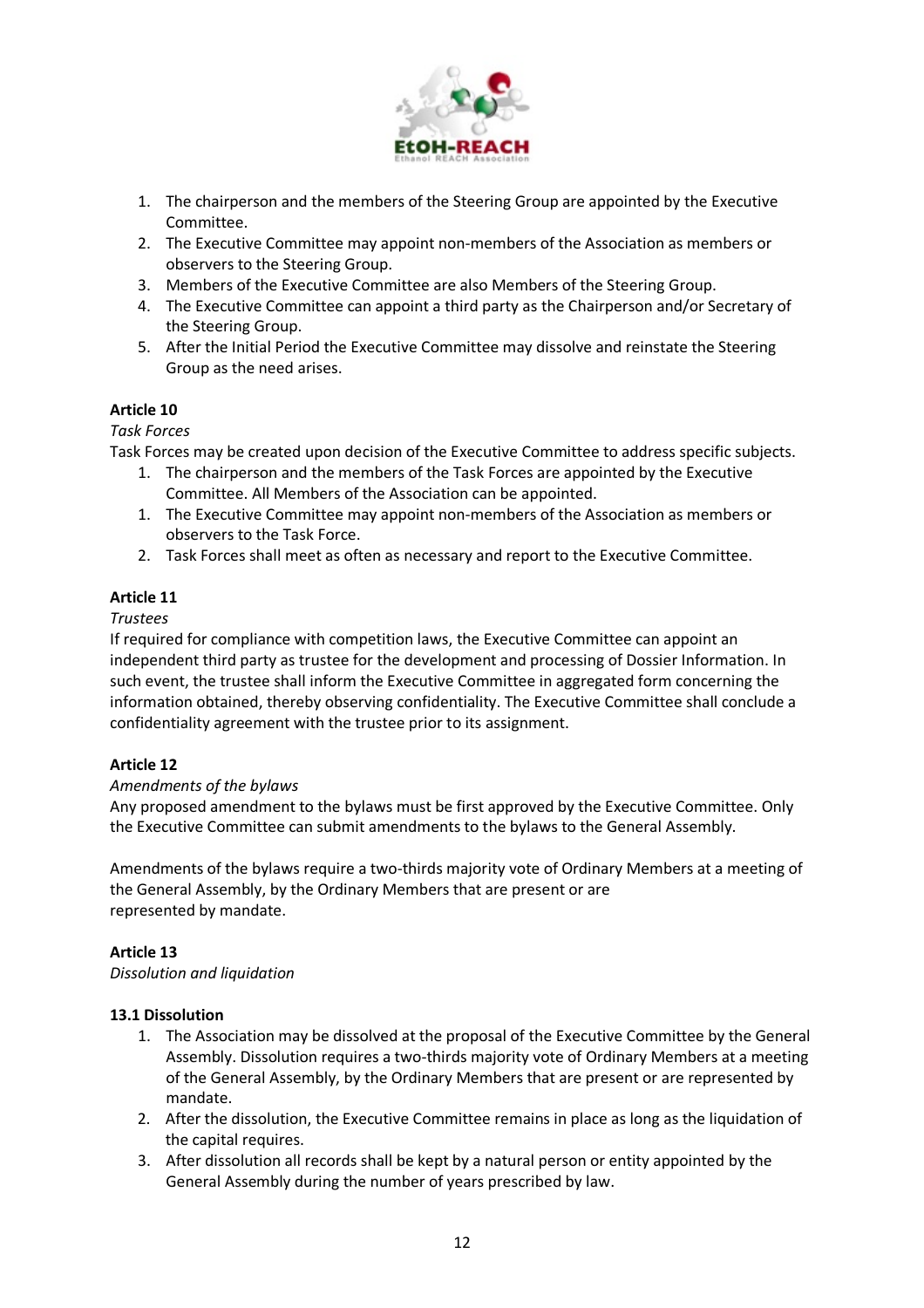1. The chairperson and the members of the Steering Group are appointed by the Executive Committee.
2. The Executive Committee may appoint non-members of the Association as members or observers to the Steering Group.
3. Members of the Executive Committee are also Members of the Steering Group.
4. The Executive Committee can appoint a third party as the Chairperson and/or Secretary of the Steering Group.
5. After the Initial Period the Executive Committee may dissolve and reinstate the Steering Group as the need arises.

**Article 10**

*Task Forces*

Task Forces may be created upon decision of the Executive Committee to address specific subjects.

1. The chairperson and the members of the Task Forces are appointed by the Executive Committee. All Members of the Association can be appointed.
1. The Executive Committee may appoint non-members of the Association as members or observers to the Task Force.
2. Task Forces shall meet as often as necessary and report to the Executive Committee.

**Article 11**

*Trustees*

If required for compliance with competition laws, the Executive Committee can appoint an independent third party as trustee for the development and processing of Dossier Information. In such event, the trustee shall inform the Executive Committee in aggregated form concerning the information obtained, thereby observing confidentiality. The Executive Committee shall conclude a confidentiality agreement with the trustee prior to its assignment.

**Article 12**

*Amendments of the bylaws*

Any proposed amendment to the bylaws must be first approved by the Executive Committee. Only the Executive Committee can submit amendments to the bylaws to the General Assembly.

Amendments of the bylaws require a two-thirds majority vote of Ordinary Members at a meeting of the General Assembly, by the Ordinary Members that are present or are represented by mandate.

**Article 13**

*Dissolution and liquidation*

**13.1 Dissolution**

1. The Association may be dissolved at the proposal of the Executive Committee by the General Assembly. Dissolution requires a two-thirds majority vote of Ordinary Members at a meeting of the General Assembly, by the Ordinary Members that are present or are represented by mandate.
2. After the dissolution, the Executive Committee remains in place as long as the liquidation of the capital requires.
3. After dissolution all records shall be kept by a natural person or entity appointed by the General Assembly during the number of years prescribed by law.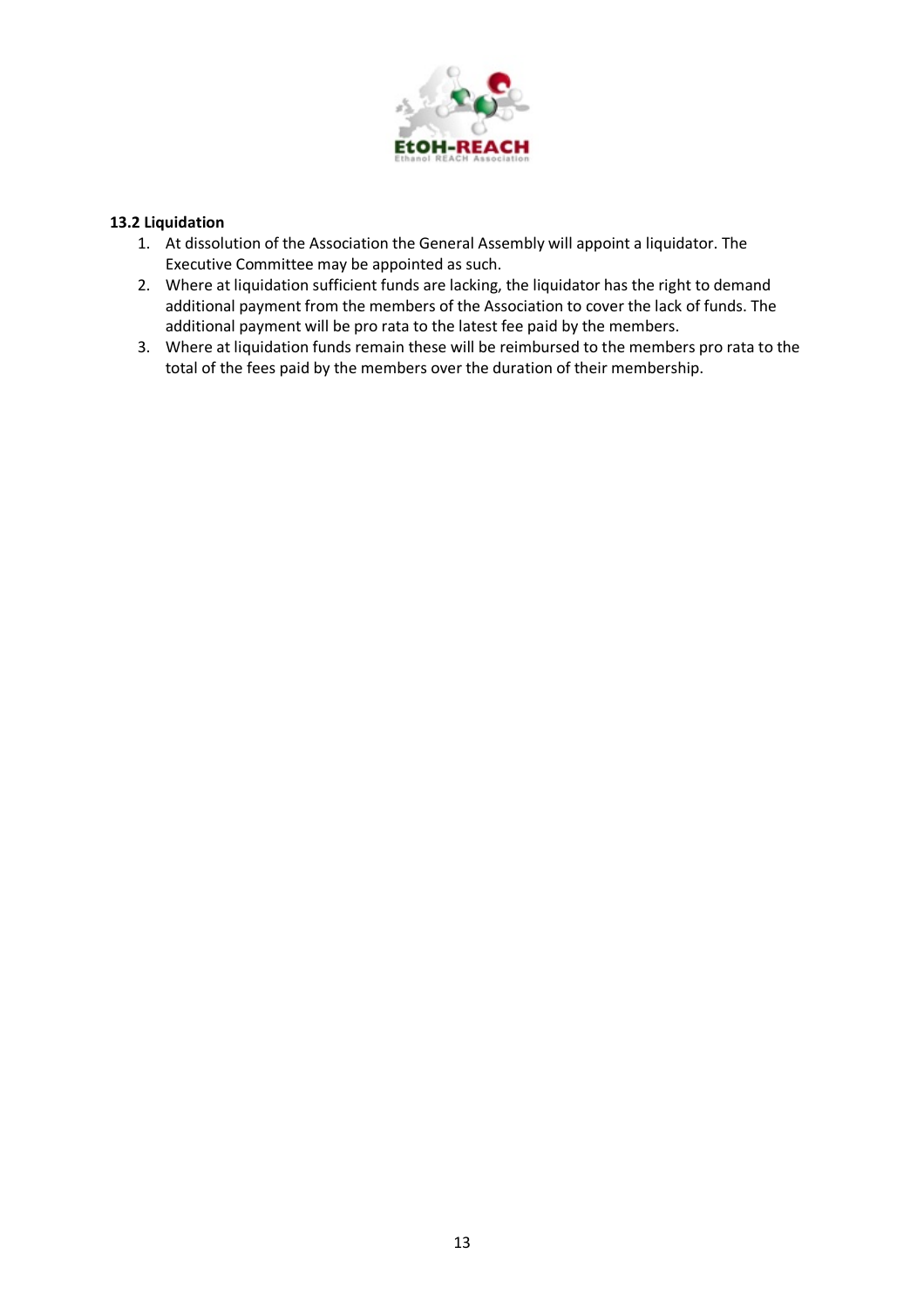#### 13.2 Liquidation

1. At dissolution of the Association the General Assembly will appoint a liquidator. The Executive Committee may be appointed as such.
2. Where at liquidation sufficient funds are lacking, the liquidator has the right to demand additional payment from the members of the Association to cover the lack of funds. The additional payment will be pro rata to the latest fee paid by the members.
3. Where at liquidation funds remain these will be reimbursed to the members pro rata to the total of the fees paid by the members over the duration of their membership.